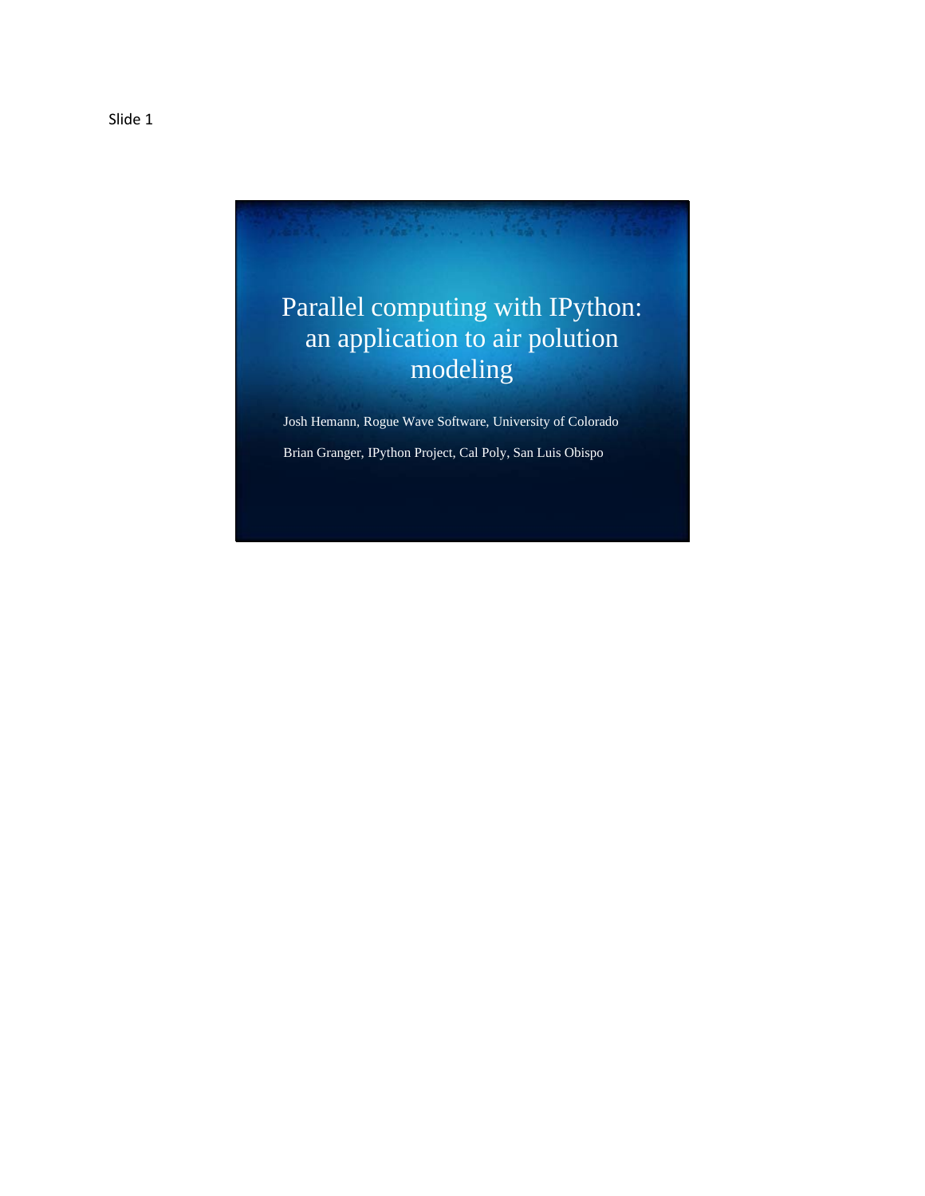Slide 1

# Parallel computing with IPython: an application to air polution modeling

Josh Hemann, Rogue Wave Software, University of Colorado

Brian Granger, IPython Project, Cal Poly, San Luis Obispo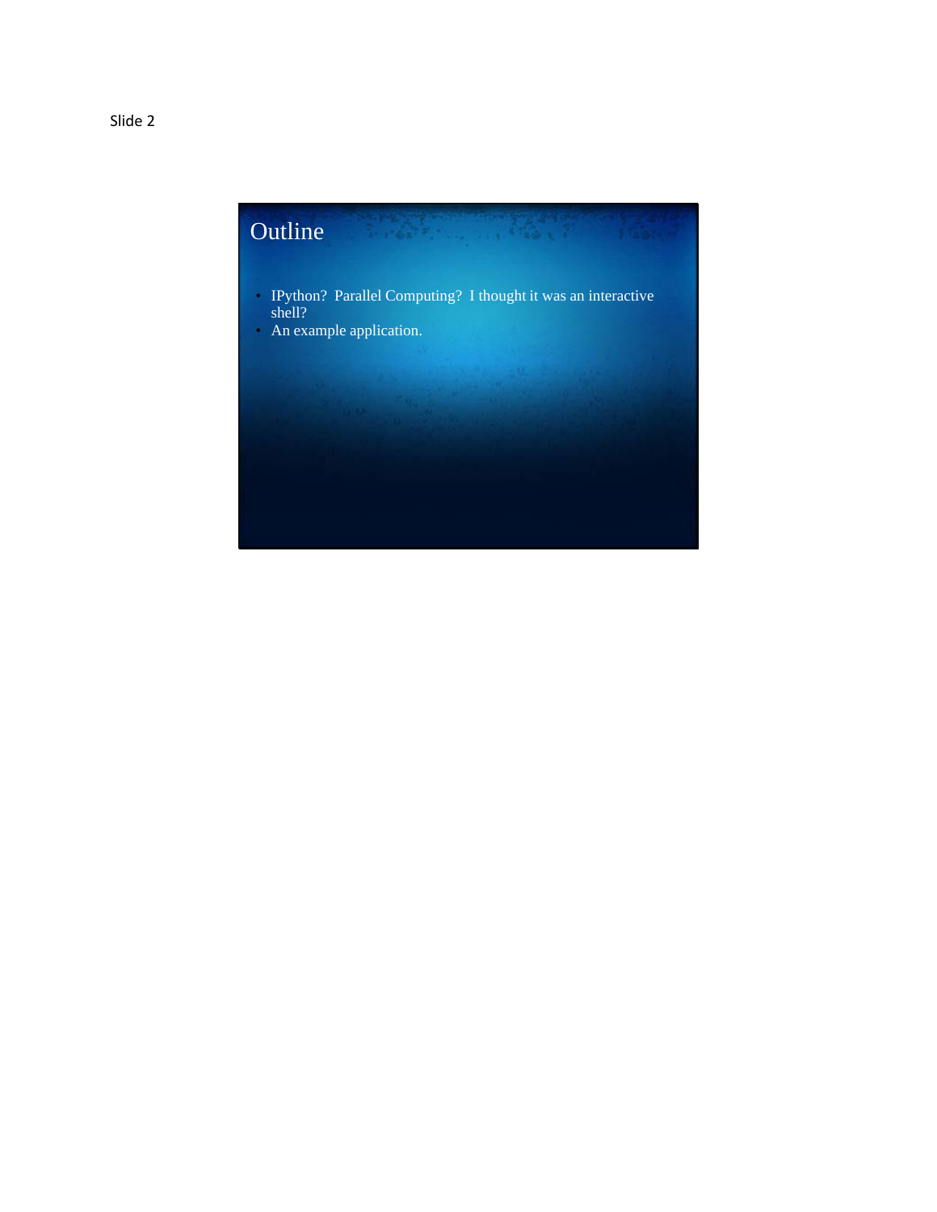Slide 2

# Outline

- IPython? Parallel Computing? I thought it was an interactive shell?
- An example application.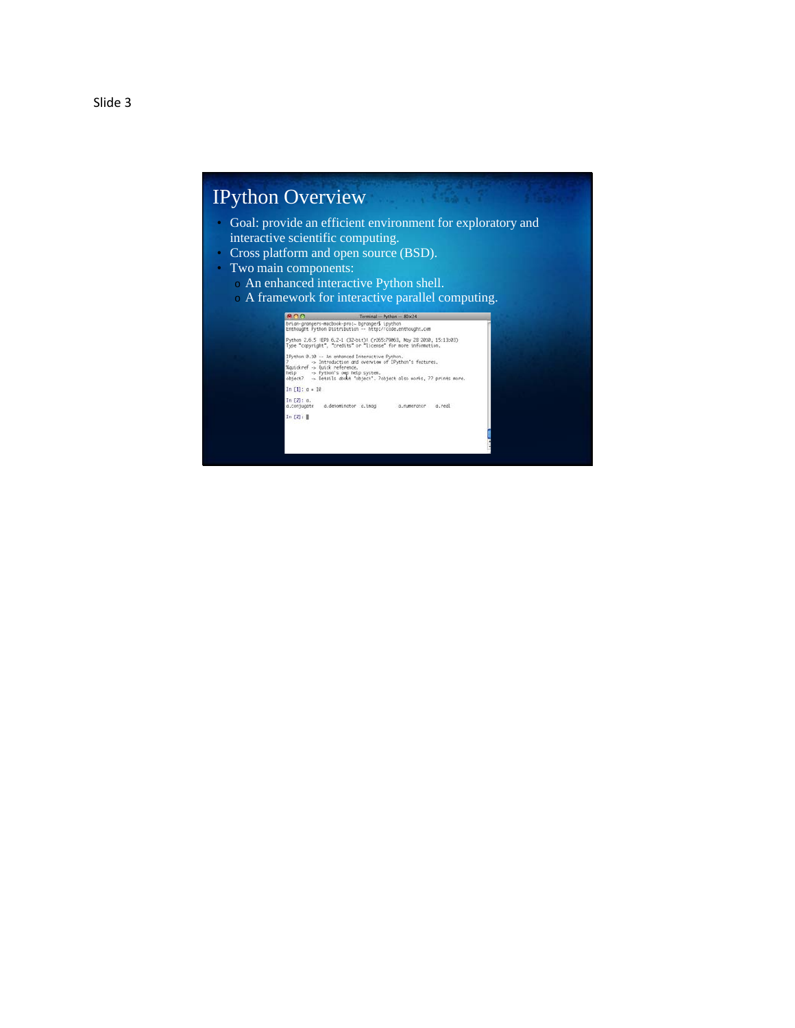Slide 3

# IPython Overview

- Goal: provide an efficient environment for exploratory and interactive scientific computing.
- Cross platform and open source (BSD).
- Two main components:
  - An enhanced interactive Python shell.
  - A framework for interactive parallel computing.

```
brian-grangers-macbook-pro:~ bgranger$ ipython
Enthought Python Distribution -- http://code.enthought.com

Python 2.6.5 |EPD 6.2-1 (32-bit)| (r265:79063, May 28 2010, 15:13:03)
Type "copyright", "credits" or "license" for more information.

IPython 0.10 -- An enhanced Interactive Python.
?         -> Introduction and overview of IPython's features.
%quickref -> Quick reference.
help      -> Python's own help system.
object?   -> Details about 'object'. ?object also works, ?? prints more.

In [1]: a = 10

In [2]: a.
a.conjugate    a.denominator  a.imag         a.numerator    a.real

In [2]:
```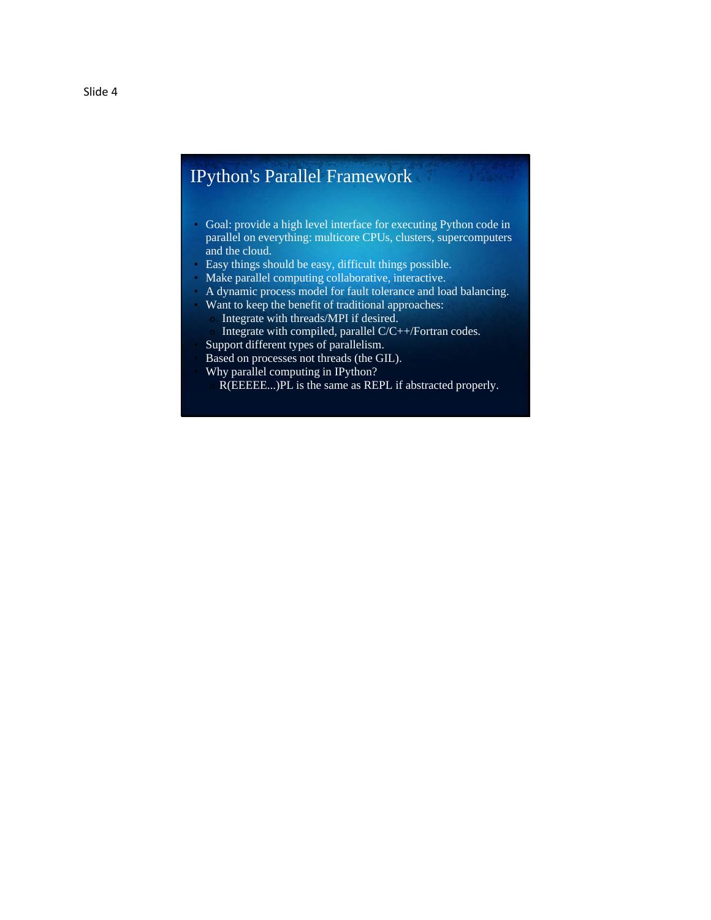Slide 4

# IPython's Parallel Framework

- Goal: provide a high level interface for executing Python code in parallel on everything: multicore CPUs, clusters, supercomputers and the cloud.
- Easy things should be easy, difficult things possible.
- Make parallel computing collaborative, interactive.
- A dynamic process model for fault tolerance and load balancing.
- Want to keep the benefit of traditional approaches:
  - Integrate with threads/MPI if desired.
  - Integrate with compiled, parallel C/C++/Fortran codes.
- Support different types of parallelism.
- Based on processes not threads (the GIL).
- Why parallel computing in IPython?
  - R(EEEEE...)PL is the same as REPL if abstracted properly.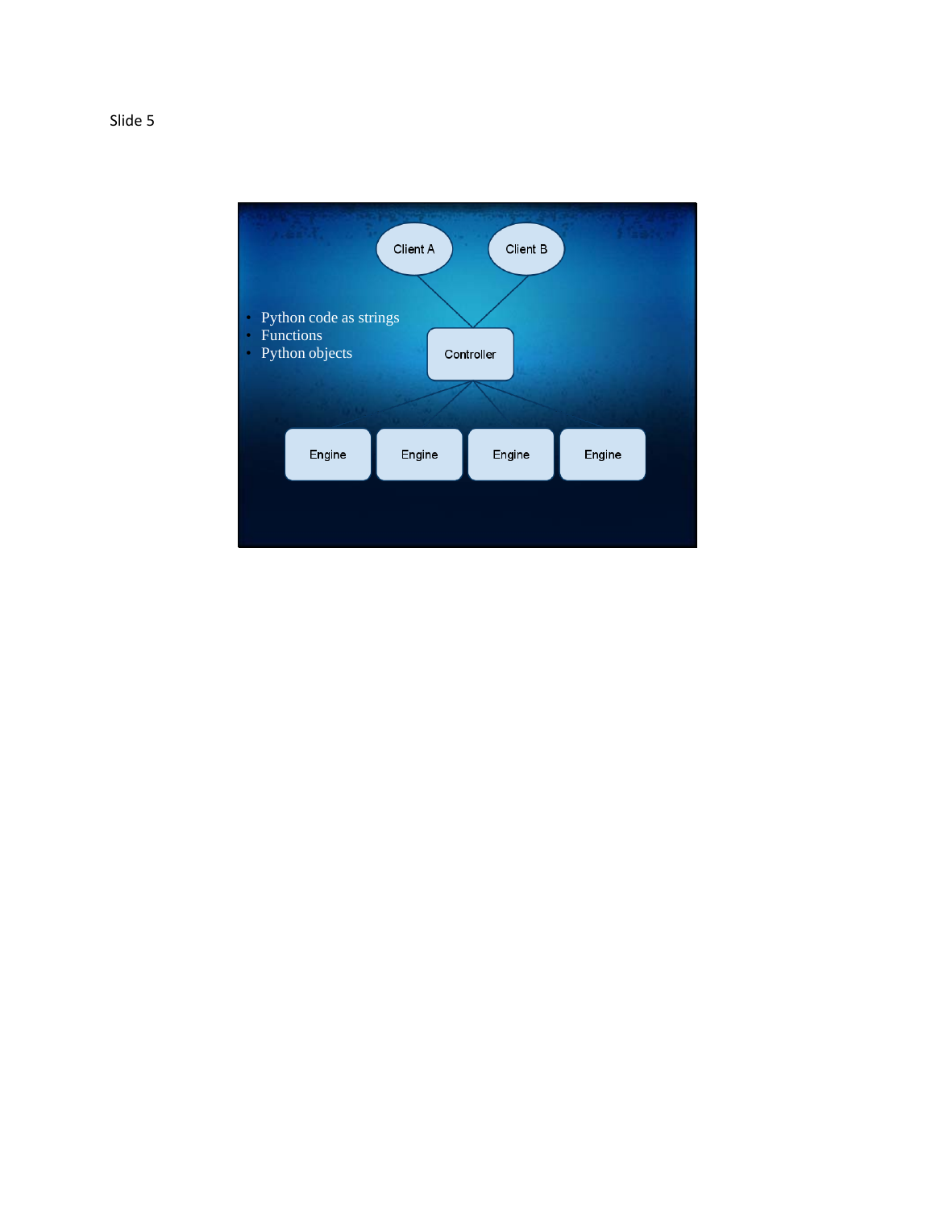Slide 5

- Python code as strings
- Functions
- Python objects

Client A

Client B

Controller

Engine

Engine

Engine

Engine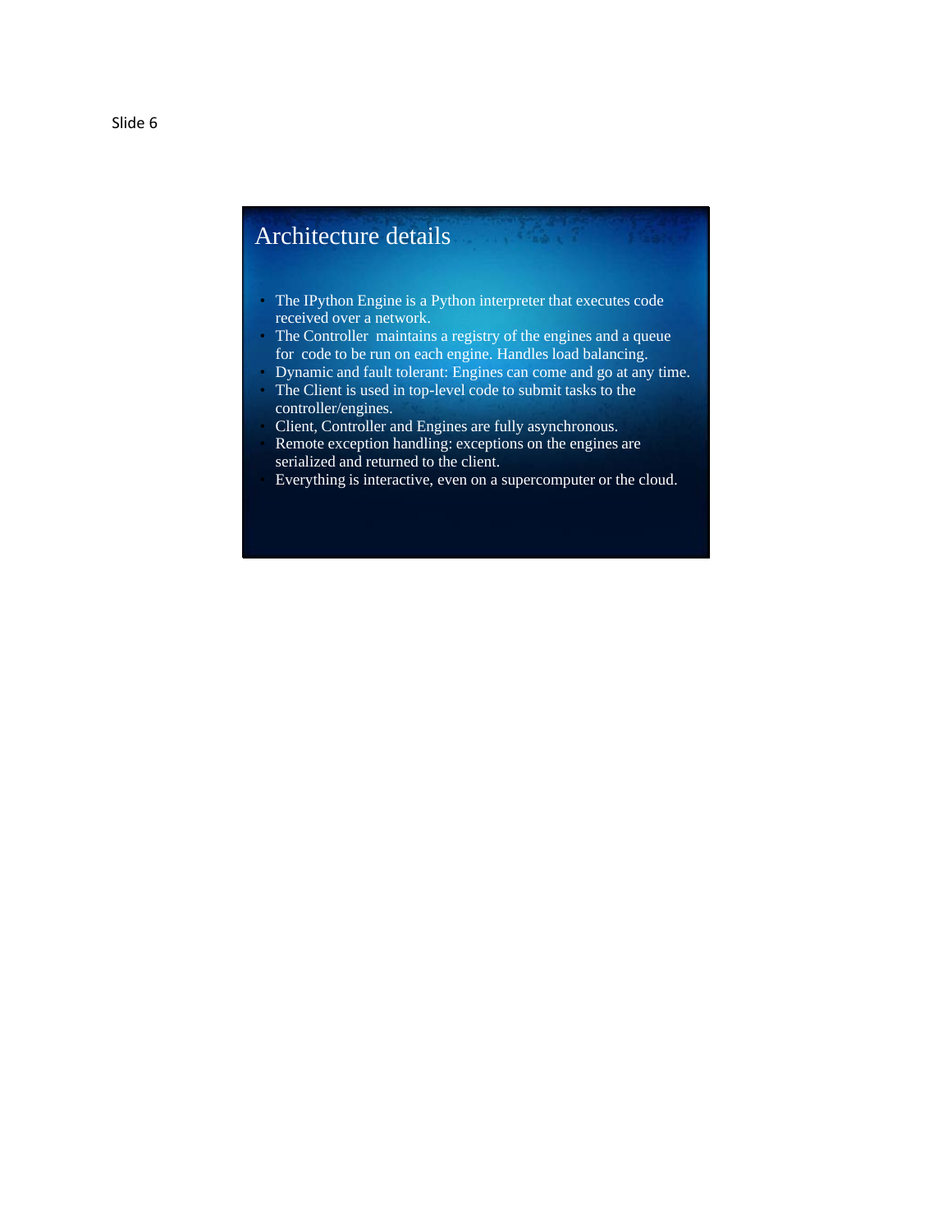Slide 6

## Architecture details

- The IPython Engine is a Python interpreter that executes code received over a network.
- The Controller maintains a registry of the engines and a queue for code to be run on each engine. Handles load balancing.
- Dynamic and fault tolerant: Engines can come and go at any time.
- The Client is used in top-level code to submit tasks to the controller/engines.
- Client, Controller and Engines are fully asynchronous.
- Remote exception handling: exceptions on the engines are serialized and returned to the client.
- Everything is interactive, even on a supercomputer or the cloud.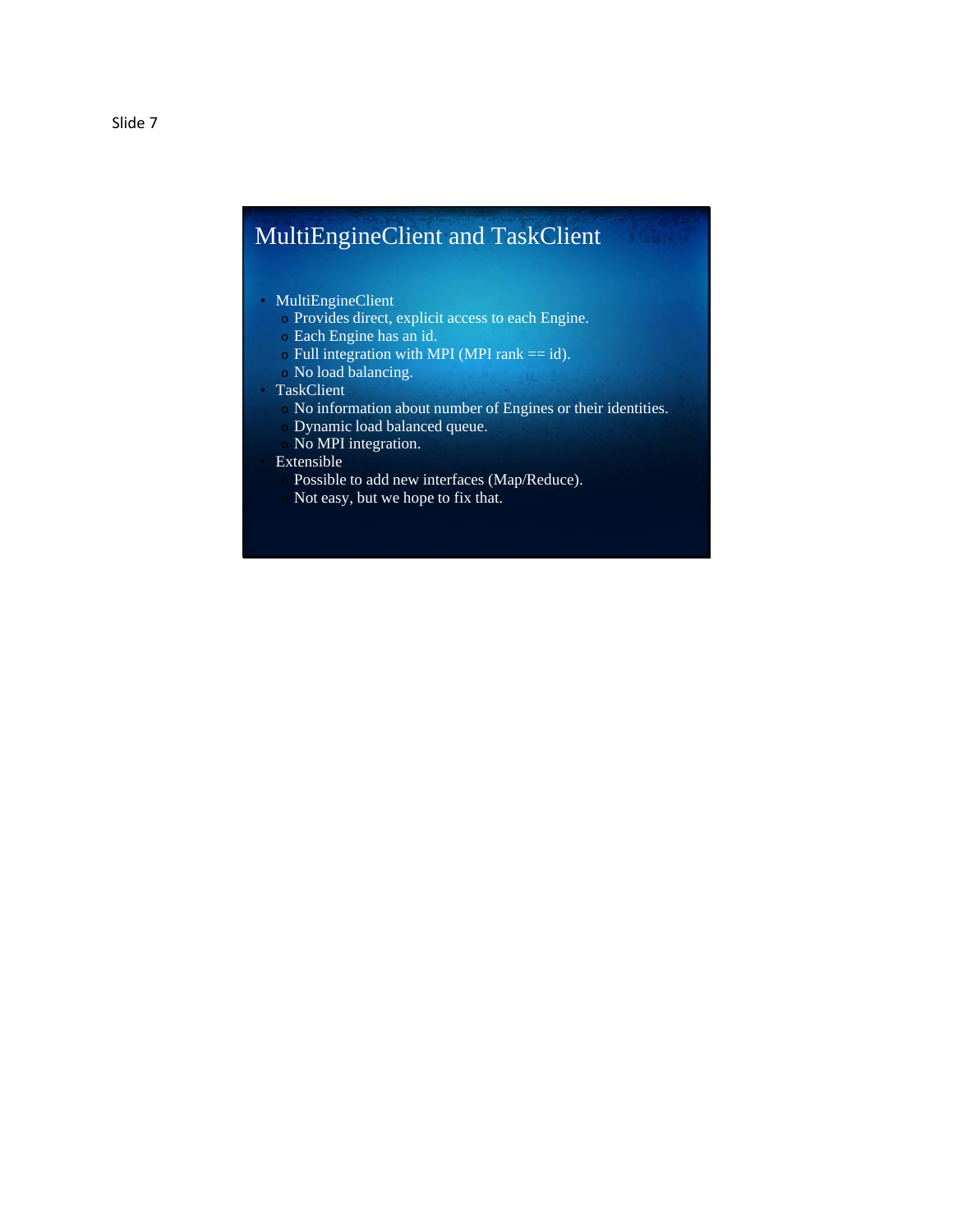Slide 7

## MultiEngineClient and TaskClient

- MultiEngineClient
  - Provides direct, explicit access to each Engine.
  - Each Engine has an id.
  - Full integration with MPI (MPI rank == id).
  - No load balancing.
- TaskClient
  - No information about number of Engines or their identities.
  - Dynamic load balanced queue.
  - No MPI integration.
- Extensible
  - Possible to add new interfaces (Map/Reduce).
  - Not easy, but we hope to fix that.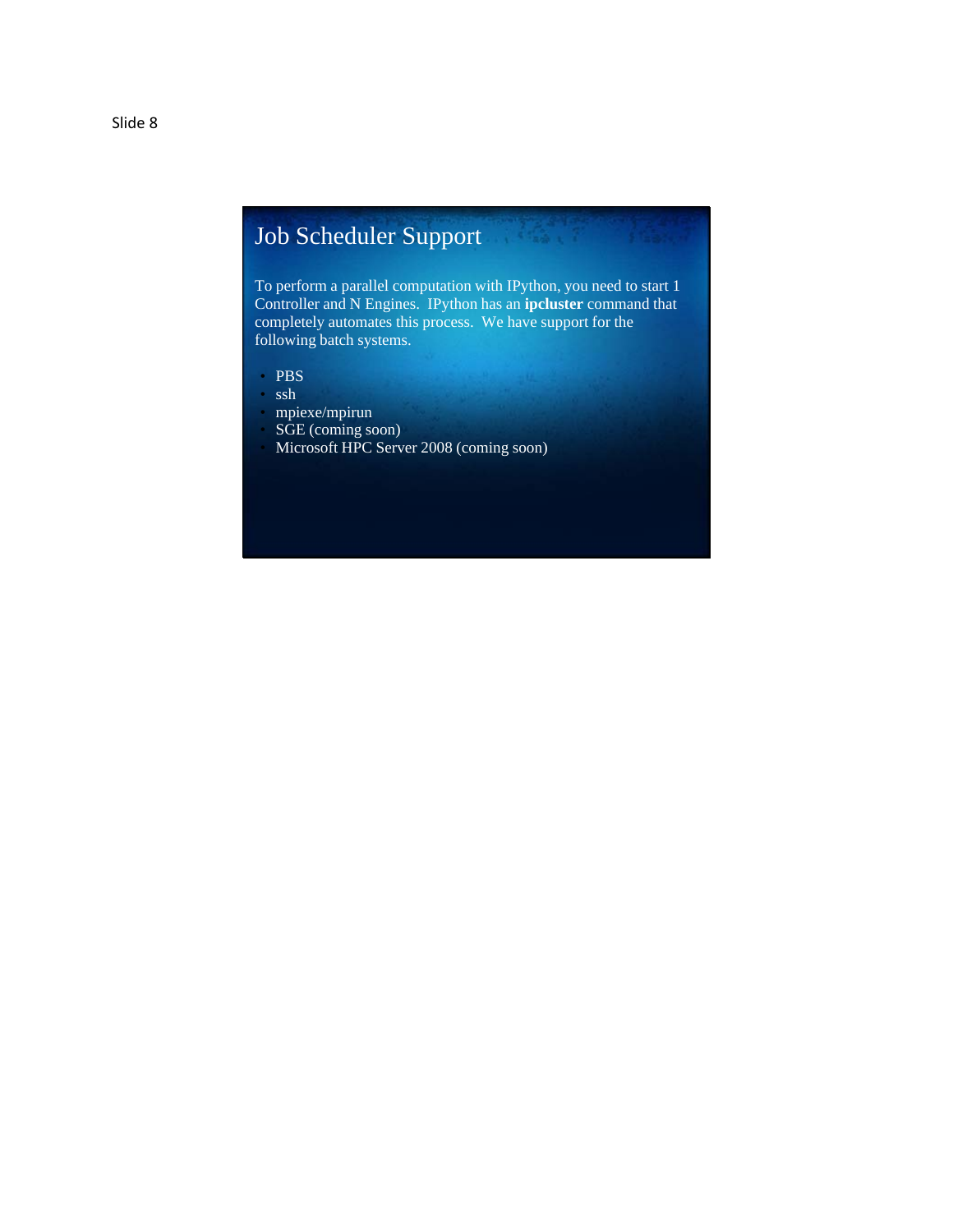Slide 8

## Job Scheduler Support

To perform a parallel computation with IPython, you need to start 1 Controller and N Engines. IPython has an **ipcluster** command that completely automates this process. We have support for the following batch systems.

- PBS
- ssh
- mpiexe/mpirun
- SGE (coming soon)
- Microsoft HPC Server 2008 (coming soon)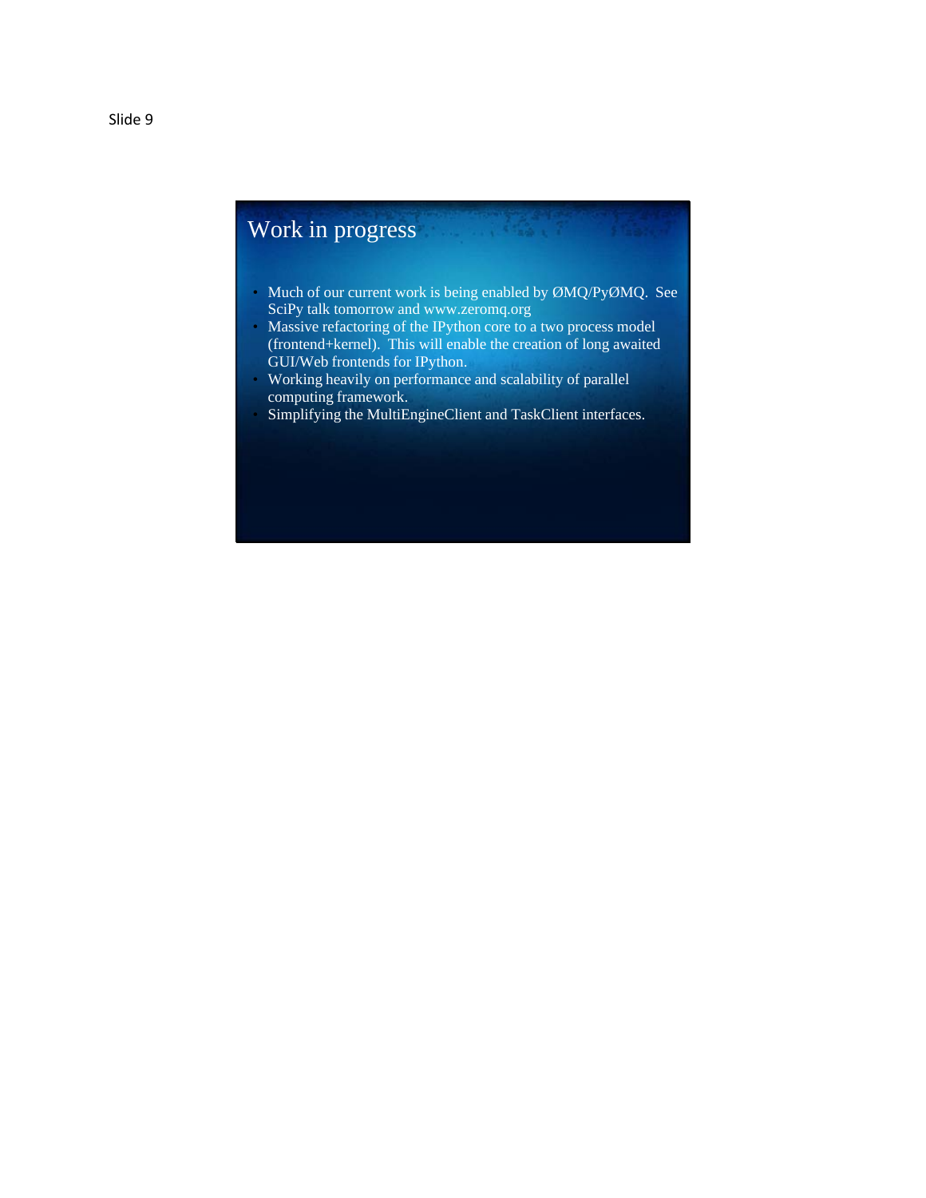Slide 9

## Work in progress

- Much of our current work is being enabled by ØMQ/PyØMQ. See SciPy talk tomorrow and www.zeromq.org
- Massive refactoring of the IPython core to a two process model (frontend+kernel). This will enable the creation of long awaited GUI/Web frontends for IPython.
- Working heavily on performance and scalability of parallel computing framework.
- Simplifying the MultiEngineClient and TaskClient interfaces.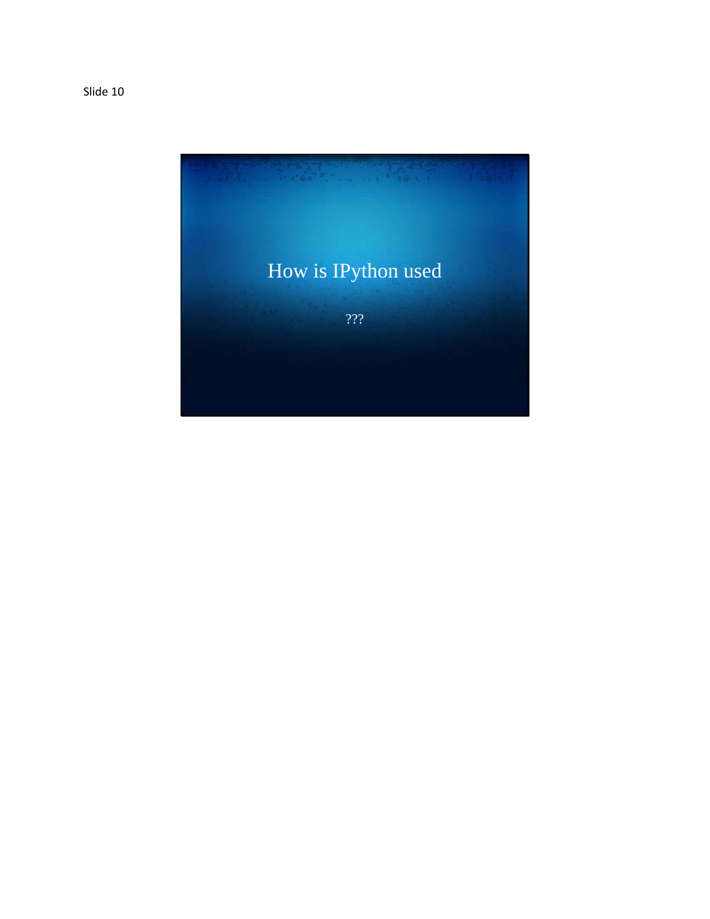Slide 10

# How is IPython used

???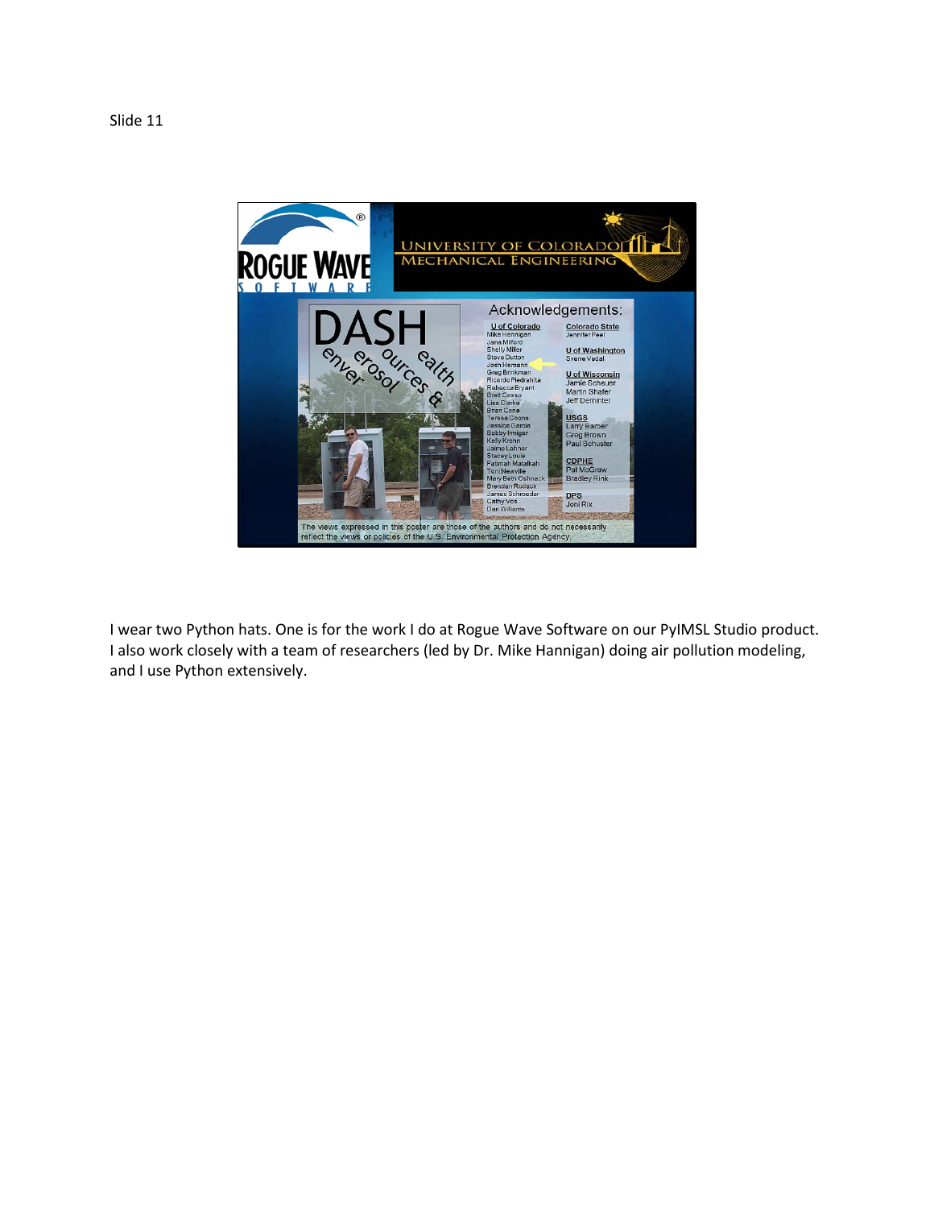Slide 11

I wear two Python hats. One is for the work I do at Rogue Wave Software on our PyIMSL Studio product. I also work closely with a team of researchers (led by Dr. Mike Hannigan) doing air pollution modeling, and I use Python extensively.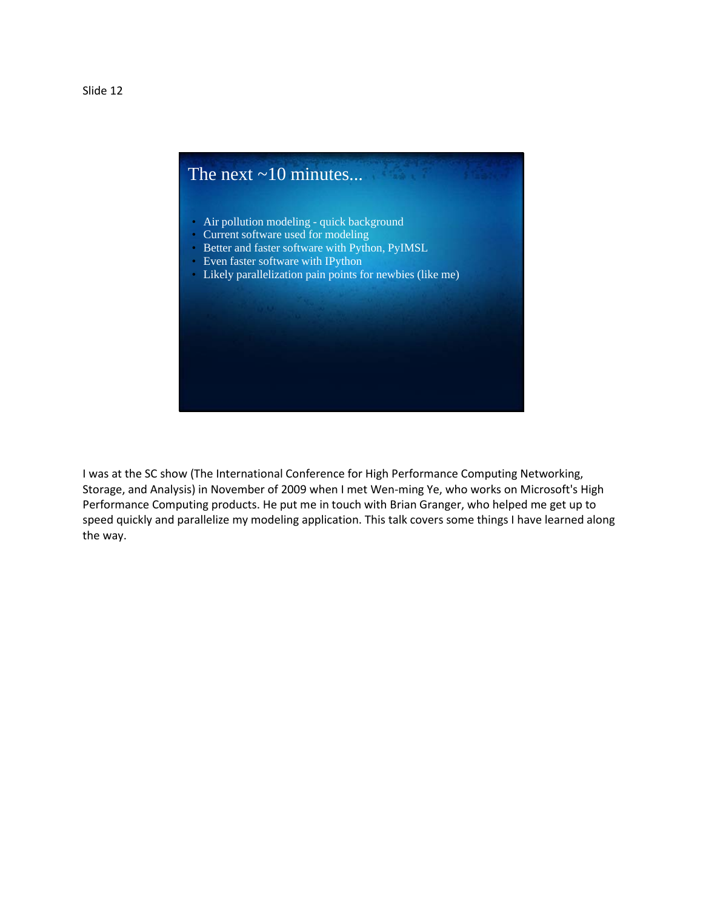Slide 12

## The next ~10 minutes...

- Air pollution modeling - quick background
- Current software used for modeling
- Better and faster software with Python, PyIMSL
- Even faster software with IPython
- Likely parallelization pain points for newbies (like me)

I was at the SC show (The International Conference for High Performance Computing Networking, Storage, and Analysis) in November of 2009 when I met Wen-ming Ye, who works on Microsoft's High Performance Computing products. He put me in touch with Brian Granger, who helped me get up to speed quickly and parallelize my modeling application. This talk covers some things I have learned along the way.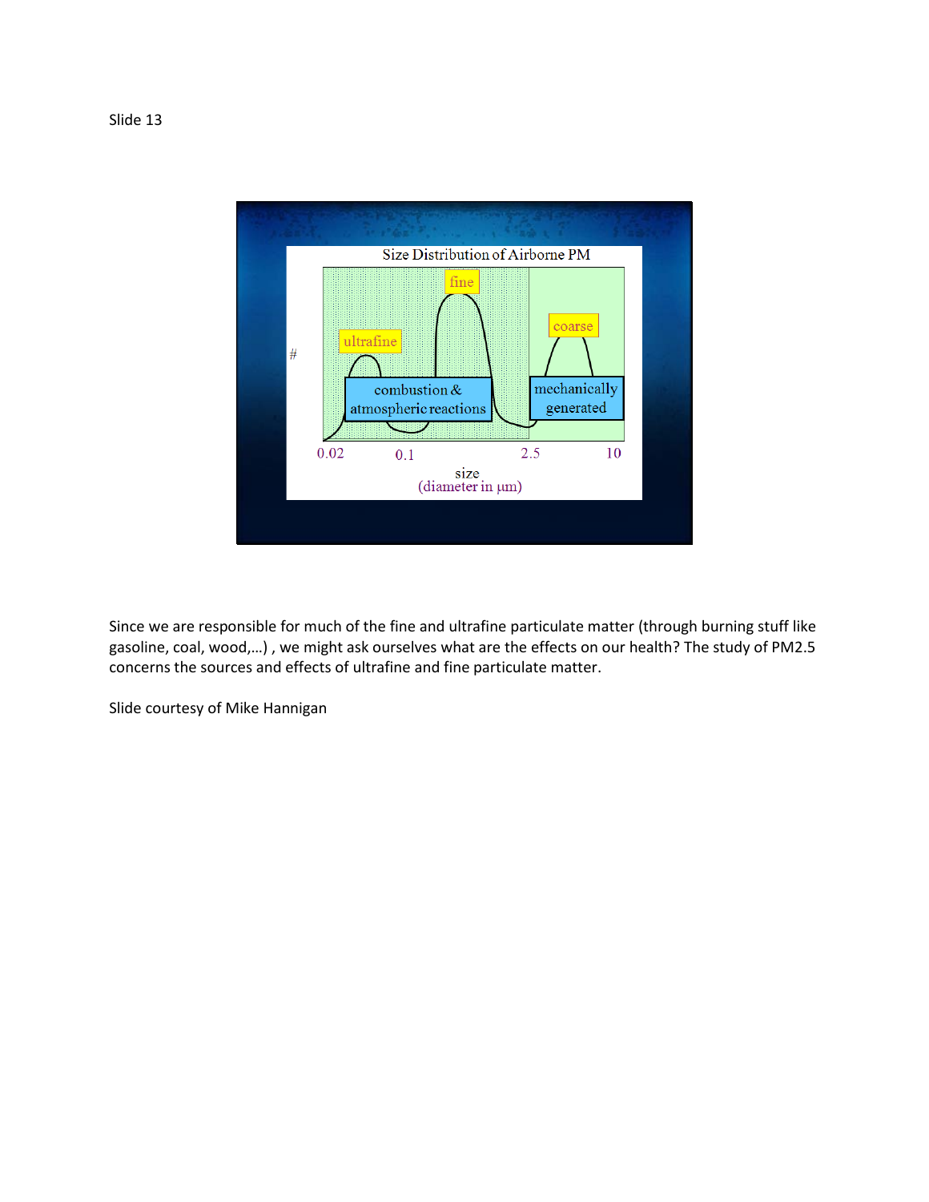Slide 13

Size Distribution of Airborne PM

Since we are responsible for much of the fine and ultrafine particulate matter (through burning stuff like gasoline, coal, wood,…) , we might ask ourselves what are the effects on our health? The study of PM2.5 concerns the sources and effects of ultrafine and fine particulate matter.

Slide courtesy of Mike Hannigan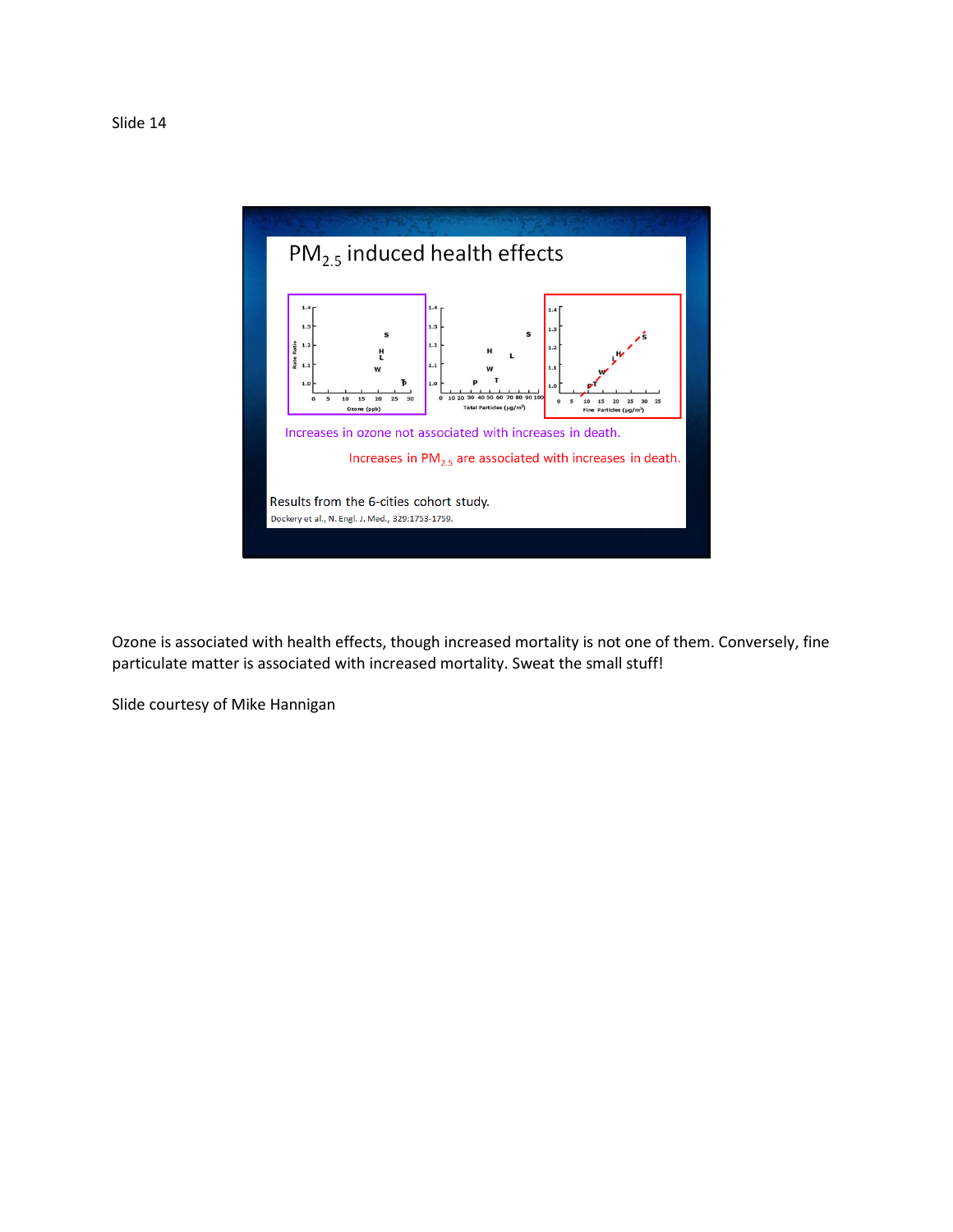Slide 14

## $PM_{2.5}$ induced health effects

Increases in ozone not associated with increases in death.

Increases in $PM_{2.5}$ are associated with increases in death.

Results from the 6-cities cohort study.

Dockery et al., N. Engl. J. Med., 329:1753-1759.

Ozone is associated with health effects, though increased mortality is not one of them. Conversely, fine particulate matter is associated with increased mortality. Sweat the small stuff!

Slide courtesy of Mike Hannigan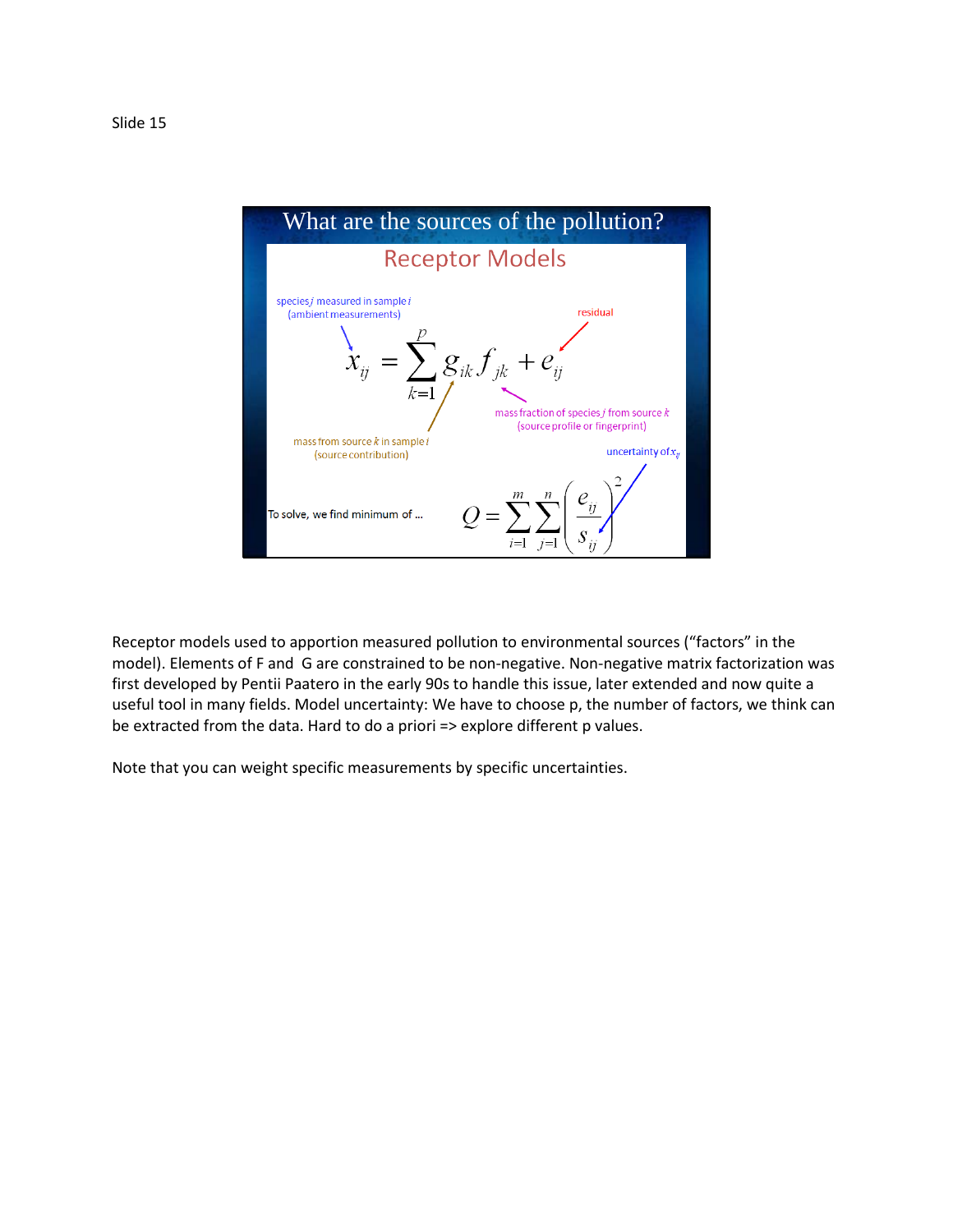Slide 15

## What are the sources of the pollution?

### Receptor Models

species $j$ measured in sample $i$ (ambient measurements)

residual

$$x_{ij} = \sum_{k=1}^{p} g_{ik} f_{jk} + e_{ij}$$

mass fraction of species $j$ from source $k$ (source profile or fingerprint)

mass from source $k$ in sample $i$ (source contribution)

uncertainty of $x_{ij}$

To solve, we find minimum of …

$$Q = \sum_{i=1}^{m} \sum_{j=1}^{n} \left( \frac{e_{ij}}{s_{ij}} \right)^2$$

Receptor models used to apportion measured pollution to environmental sources (“factors” in the model). Elements of F and G are constrained to be non-negative. Non-negative matrix factorization was first developed by Pentii Paatero in the early 90s to handle this issue, later extended and now quite a useful tool in many fields. Model uncertainty: We have to choose p, the number of factors, we think can be extracted from the data. Hard to do a priori => explore different p values.

Note that you can weight specific measurements by specific uncertainties.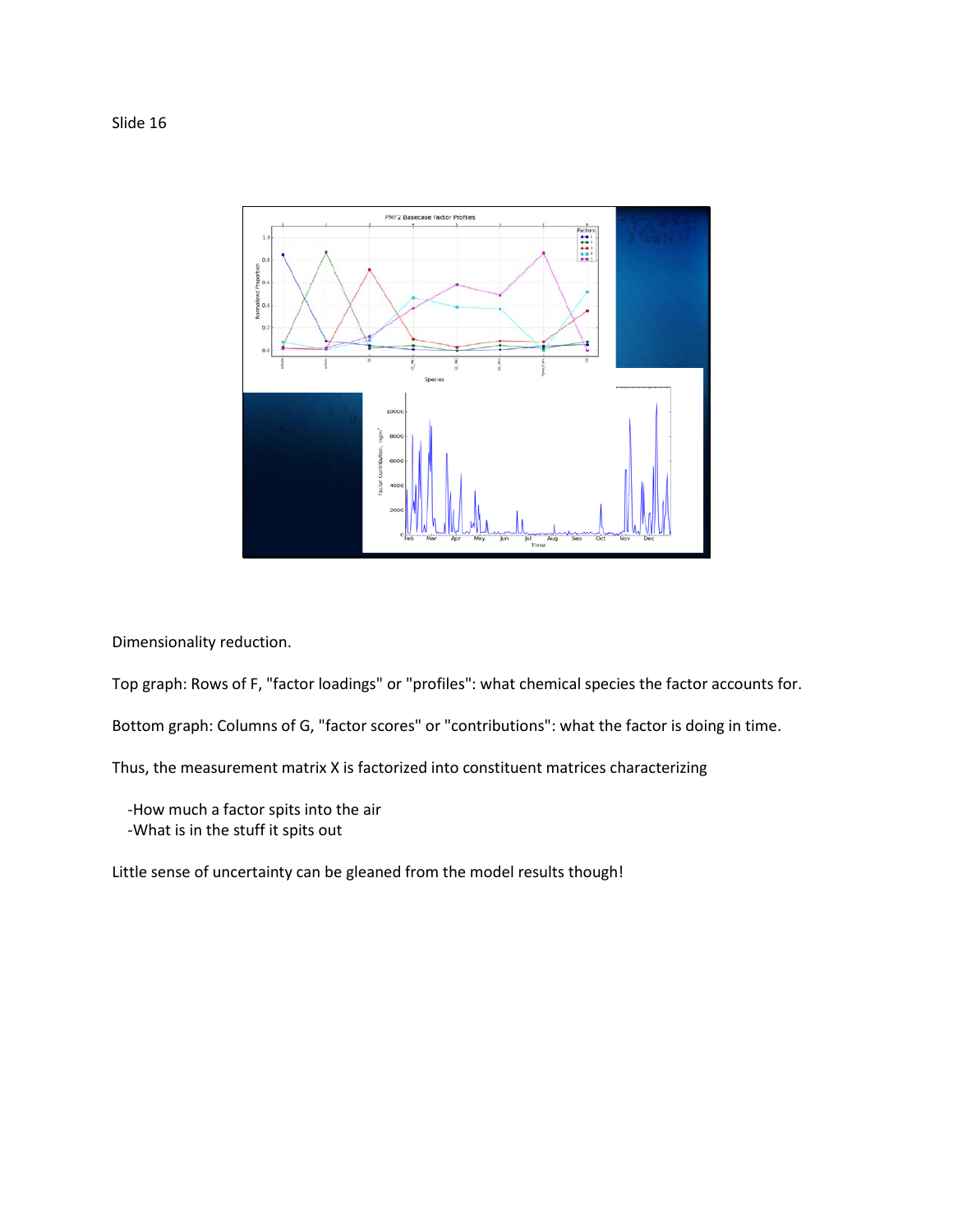Slide 16

Dimensionality reduction.

Top graph: Rows of F, "factor loadings" or "profiles": what chemical species the factor accounts for.

Bottom graph: Columns of G, "factor scores" or "contributions": what the factor is doing in time.

Thus, the measurement matrix X is factorized into constituent matrices characterizing

- -How much a factor spits into the air
- -What is in the stuff it spits out

Little sense of uncertainty can be gleaned from the model results though!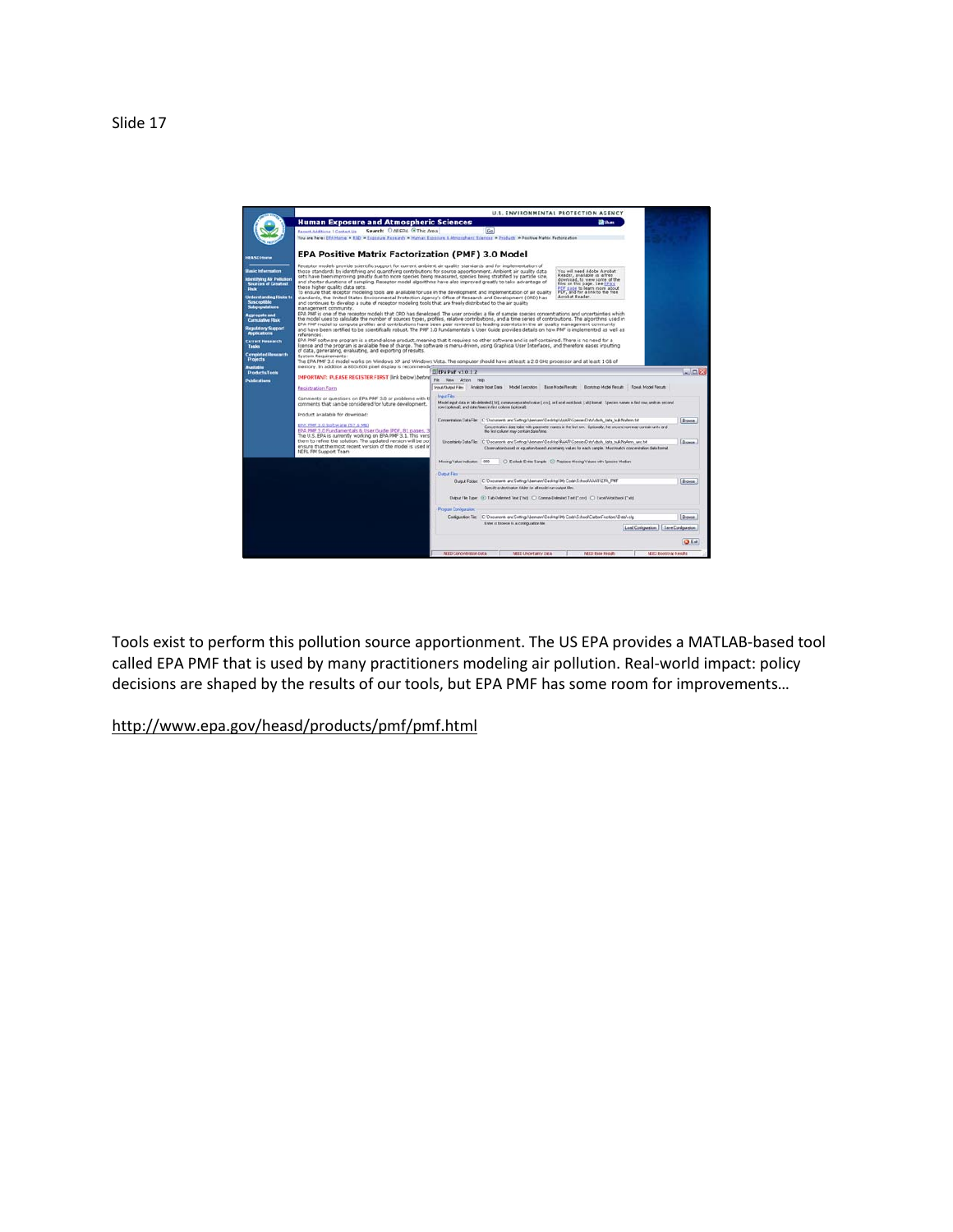Slide 17

Tools exist to perform this pollution source apportionment. The US EPA provides a MATLAB-based tool called EPA PMF that is used by many practitioners modeling air pollution. Real-world impact: policy decisions are shaped by the results of our tools, but EPA PMF has some room for improvements…

http://www.epa.gov/heasd/products/pmf/pmf.html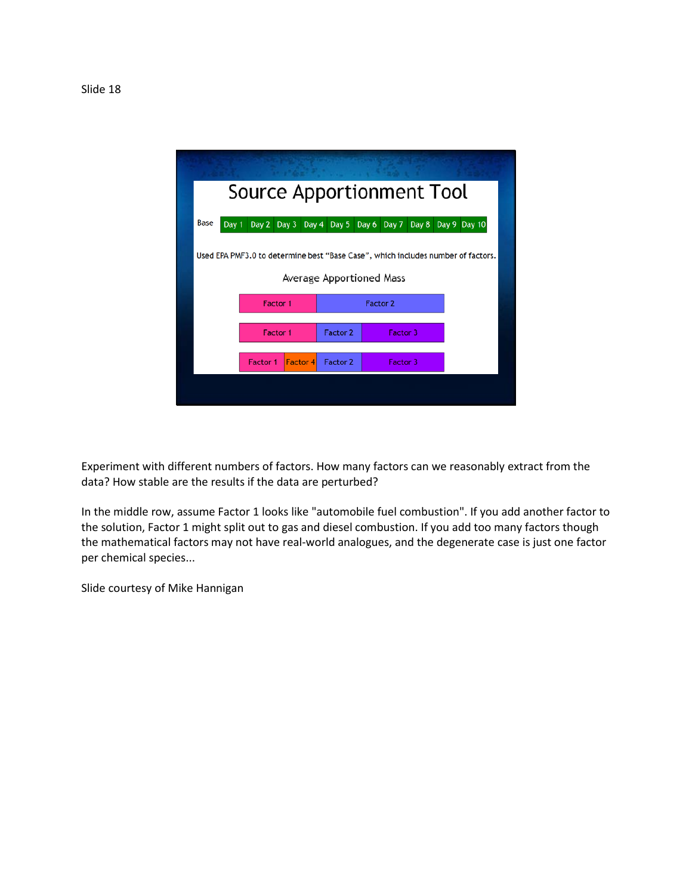Slide 18

# Source Apportionment Tool

Base | Day 1 | Day 2 | Day 3 | Day 4 | Day 5 | Day 6 | Day 7 | Day 8 | Day 9 | Day 10

Used EPA PMF3.0 to determine best "Base Case", which includes number of factors.

Average Apportioned Mass

| Factor 1 | Factor 2 | | |
|---|---|---|---|
| Factor 1 | Factor 2 | Factor 3 | |
| Factor 1 | Factor 4 | Factor 2 | Factor 3 |

Experiment with different numbers of factors. How many factors can we reasonably extract from the data? How stable are the results if the data are perturbed?

In the middle row, assume Factor 1 looks like "automobile fuel combustion". If you add another factor to the solution, Factor 1 might split out to gas and diesel combustion. If you add too many factors though the mathematical factors may not have real-world analogues, and the degenerate case is just one factor per chemical species...

Slide courtesy of Mike Hannigan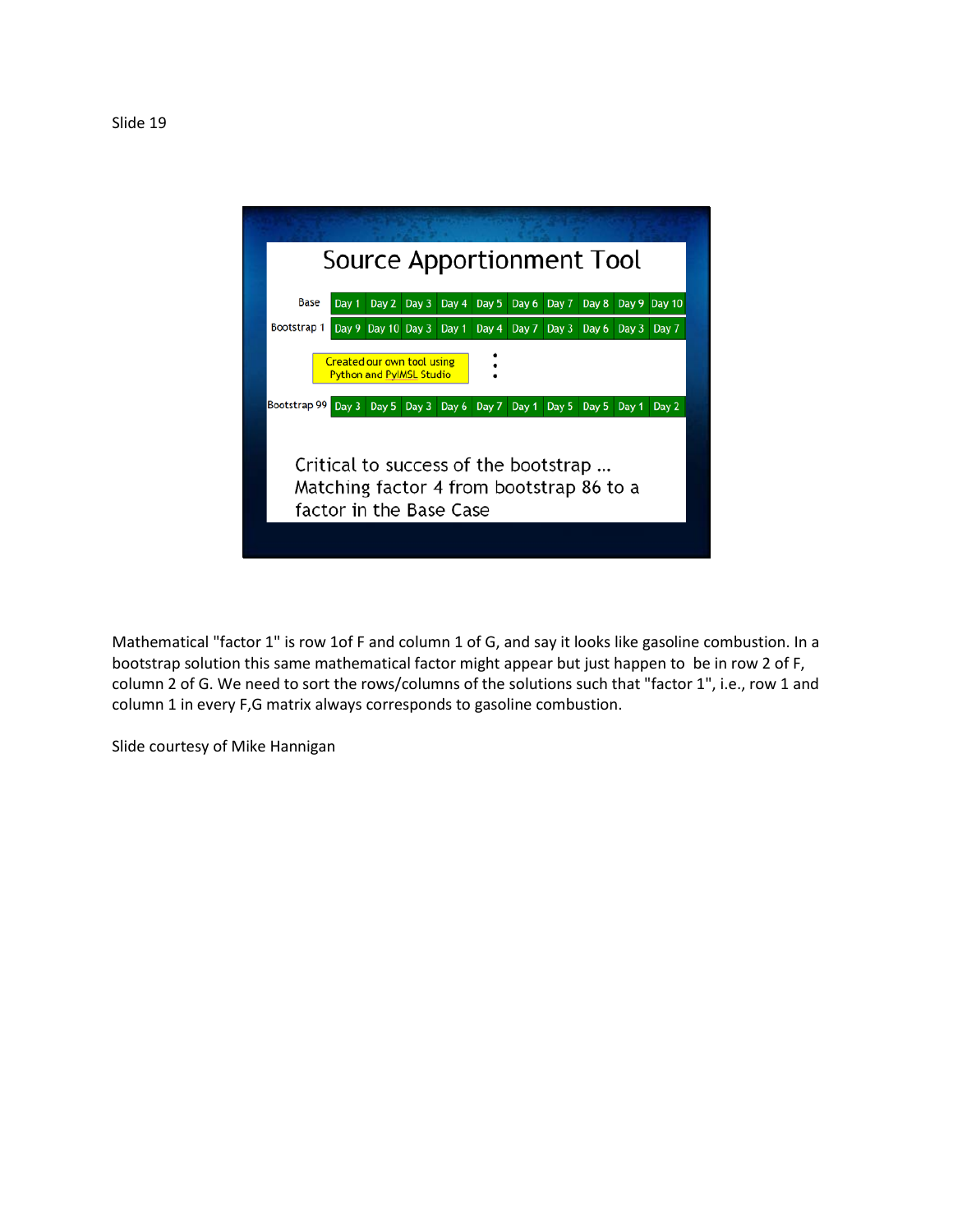Slide 19

## Source Apportionment Tool

| | | | | | | | | | | |
|---|---|---|---|---|---|---|---|---|---|---|
| Base | Day 1 | Day 2 | Day 3 | Day 4 | Day 5 | Day 6 | Day 7 | Day 8 | Day 9 | Day 10 |
| Bootstrap 1 | Day 9 | Day 10 | Day 3 | Day 1 | Day 4 | Day 7 | Day 3 | Day 6 | Day 3 | Day 7 |
| ⋮ | | | | | | | | | | |
| Bootstrap 99 | Day 3 | Day 5 | Day 3 | Day 6 | Day 7 | Day 1 | Day 5 | Day 5 | Day 1 | Day 2 |

Created our own tool using Python and PyIMSL Studio

Critical to success of the bootstrap ... Matching factor 4 from bootstrap 86 to a factor in the Base Case

Mathematical "factor 1" is row 1of F and column 1 of G, and say it looks like gasoline combustion. In a bootstrap solution this same mathematical factor might appear but just happen to be in row 2 of F, column 2 of G. We need to sort the rows/columns of the solutions such that "factor 1", i.e., row 1 and column 1 in every F,G matrix always corresponds to gasoline combustion.

Slide courtesy of Mike Hannigan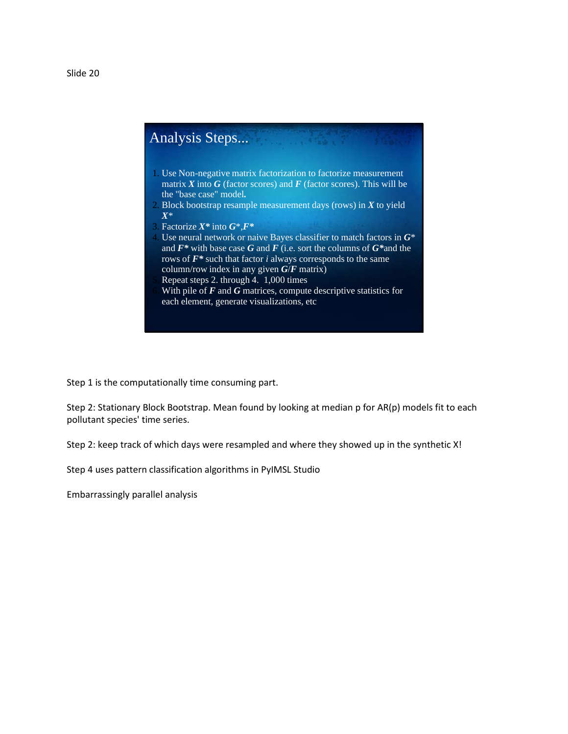Slide 20

## Analysis Steps...

1. Use Non-negative matrix factorization to factorize measurement matrix ***X*** into ***G*** (factor scores) and ***F*** (factor scores). This will be the "base case" model**.**
2. Block bootstrap resample measurement days (rows) in ***X*** to yield ***X****
3. Factorize ***X**** into ***G****,***F****
4. Use neural network or naive Bayes classifier to match factors in ***G**** and ***F**** with base case ***G*** and ***F*** (i.e. sort the columns of ***G****and the rows of ***F**** such that factor *i* always corresponds to the same column/row index in any given ***G***/***F*** matrix)
5. Repeat steps 2. through 4. 1,000 times
6. With pile of ***F*** and ***G*** matrices, compute descriptive statistics for each element, generate visualizations, etc

Step 1 is the computationally time consuming part.

Step 2: Stationary Block Bootstrap. Mean found by looking at median p for AR(p) models fit to each pollutant species' time series.

Step 2: keep track of which days were resampled and where they showed up in the synthetic X!

Step 4 uses pattern classification algorithms in PyIMSL Studio

Embarrassingly parallel analysis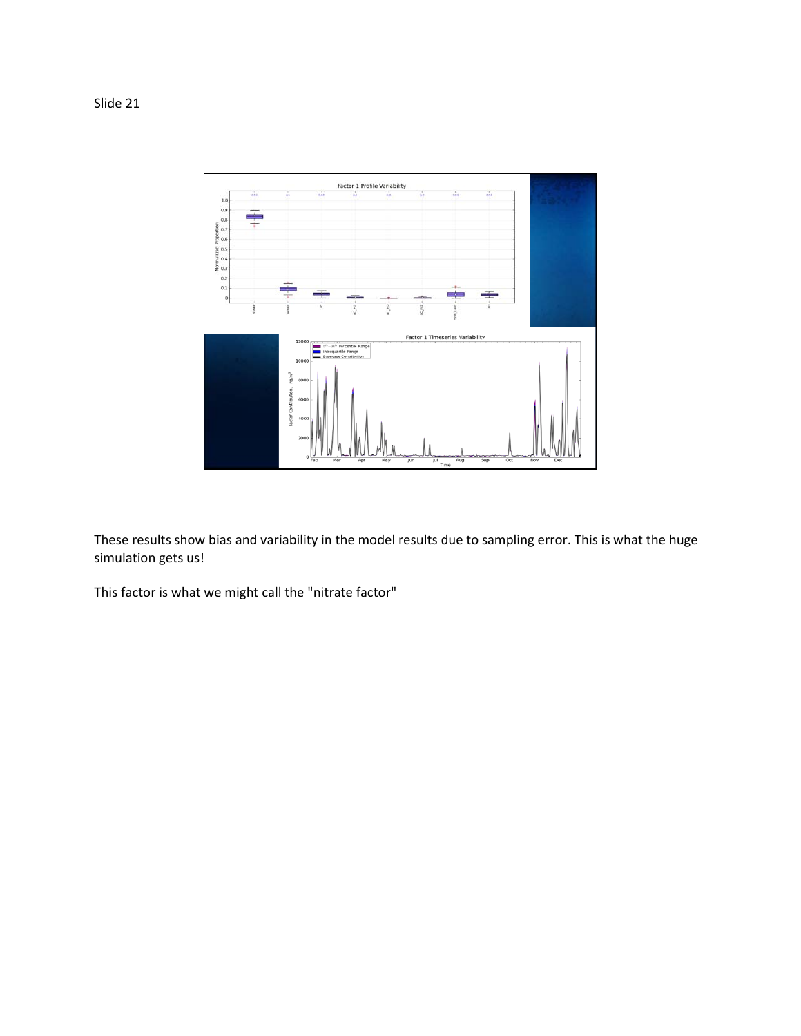Slide 21

These results show bias and variability in the model results due to sampling error. This is what the huge simulation gets us!

This factor is what we might call the "nitrate factor"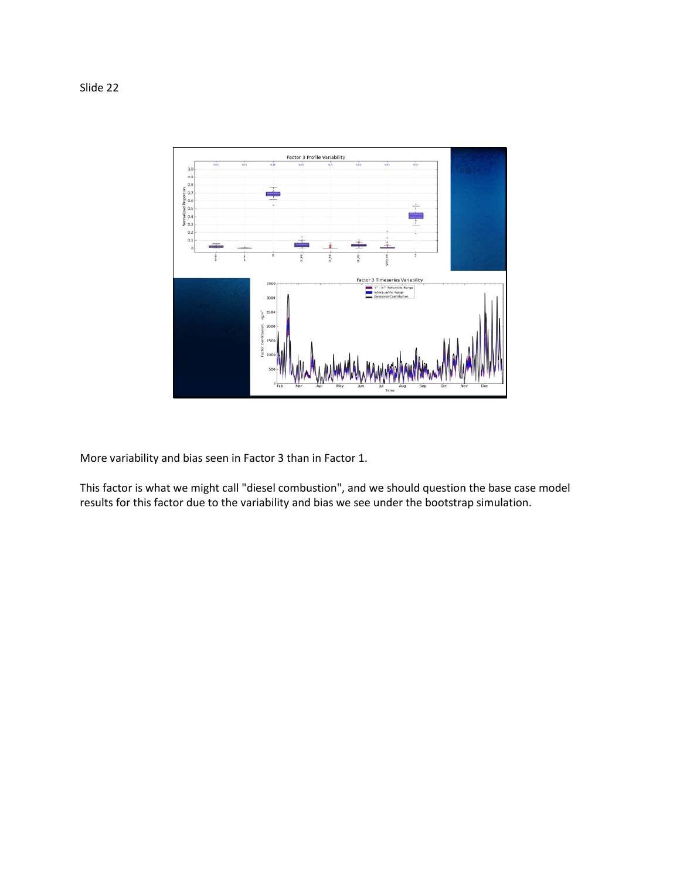Slide 22

More variability and bias seen in Factor 3 than in Factor 1.

This factor is what we might call "diesel combustion", and we should question the base case model results for this factor due to the variability and bias we see under the bootstrap simulation.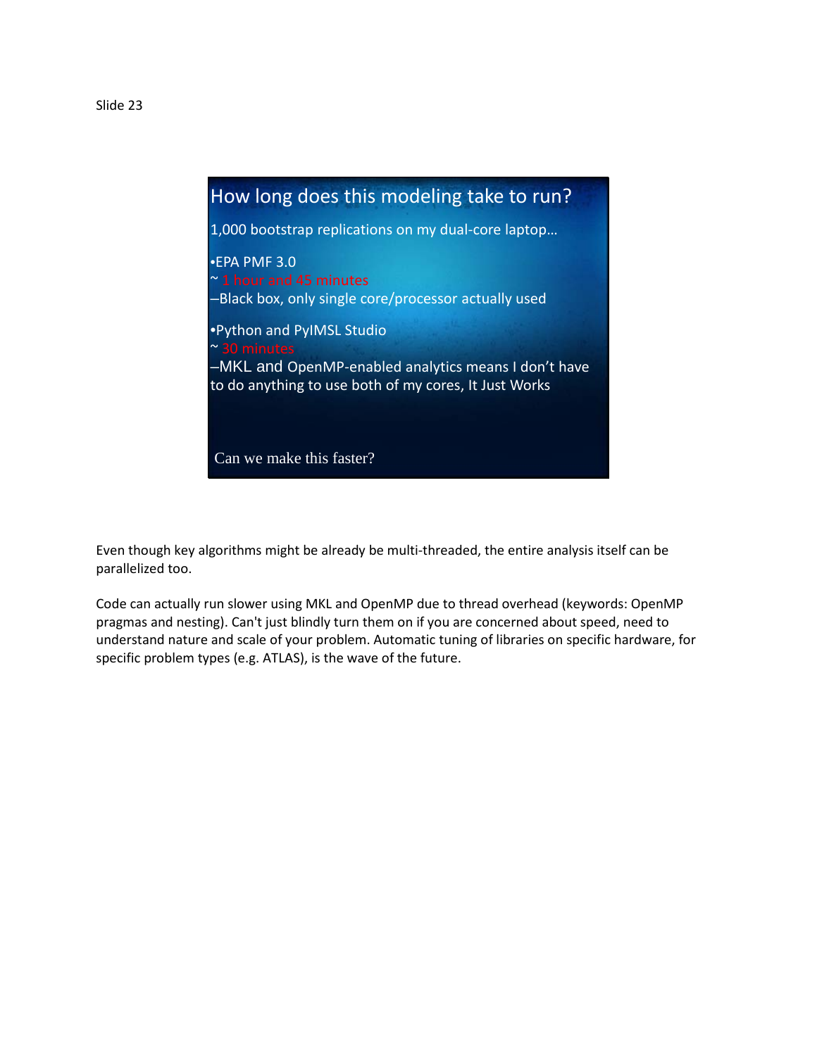Slide 23

## How long does this modeling take to run?

1,000 bootstrap replications on my dual-core laptop…

- EPA PMF 3.0
  ~ 1 hour and 45 minutes
  – Black box, only single core/processor actually used
- Python and PyIMSL Studio
  ~ 30 minutes
  – MKL and OpenMP-enabled analytics means I don't have to do anything to use both of my cores, It Just Works

Can we make this faster?

Even though key algorithms might be already be multi-threaded, the entire analysis itself can be parallelized too.

Code can actually run slower using MKL and OpenMP due to thread overhead (keywords: OpenMP pragmas and nesting). Can't just blindly turn them on if you are concerned about speed, need to understand nature and scale of your problem. Automatic tuning of libraries on specific hardware, for specific problem types (e.g. ATLAS), is the wave of the future.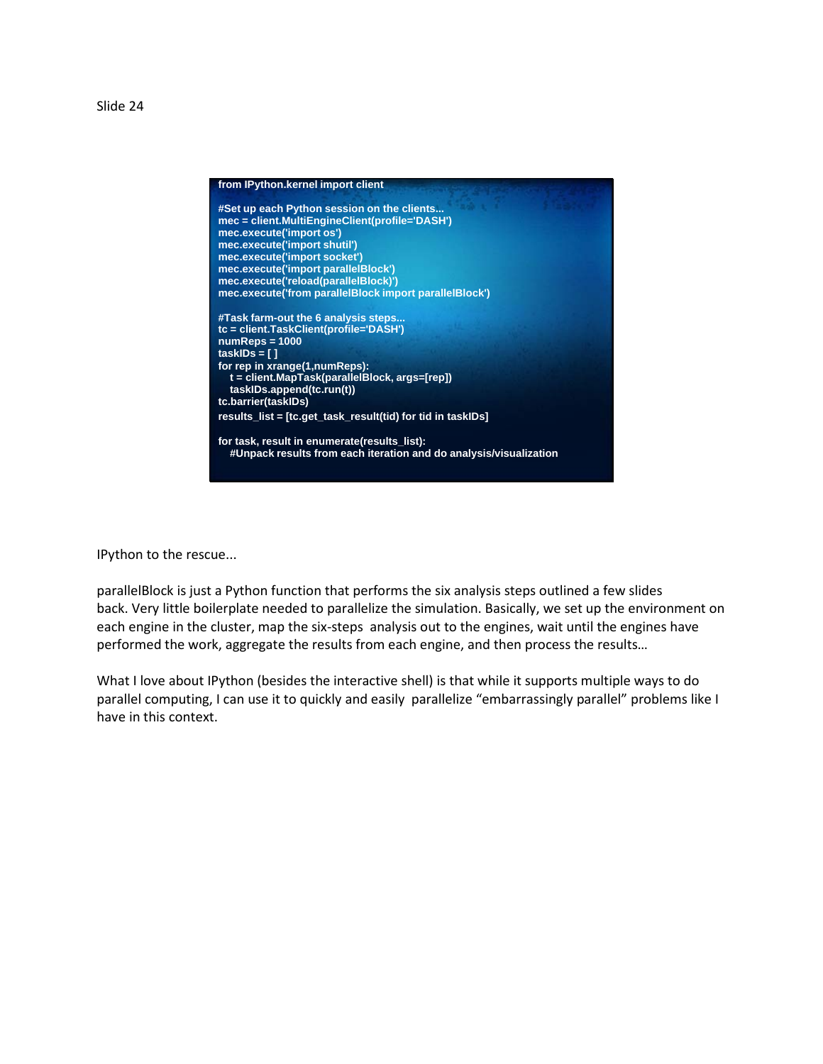Slide 24

```
from IPython.kernel import client

#Set up each Python session on the clients...
mec = client.MultiEngineClient(profile='DASH')
mec.execute('import os')
mec.execute('import shutil')
mec.execute('import socket')
mec.execute('import parallelBlock')
mec.execute('reload(parallelBlock)')
mec.execute('from parallelBlock import parallelBlock')

#Task farm-out the 6 analysis steps...
tc = client.TaskClient(profile='DASH')
numReps = 1000
taskIDs = [ ]
for rep in xrange(1,numReps):
    t = client.MapTask(parallelBlock, args=[rep])
    taskIDs.append(tc.run(t))
tc.barrier(taskIDs)
results_list = [tc.get_task_result(tid) for tid in taskIDs]

for task, result in enumerate(results_list):
    #Unpack results from each iteration and do analysis/visualization
```

IPython to the rescue...

parallelBlock is just a Python function that performs the six analysis steps outlined a few slides back. Very little boilerplate needed to parallelize the simulation. Basically, we set up the environment on each engine in the cluster, map the six-steps analysis out to the engines, wait until the engines have performed the work, aggregate the results from each engine, and then process the results…

What I love about IPython (besides the interactive shell) is that while it supports multiple ways to do parallel computing, I can use it to quickly and easily parallelize "embarrassingly parallel" problems like I have in this context.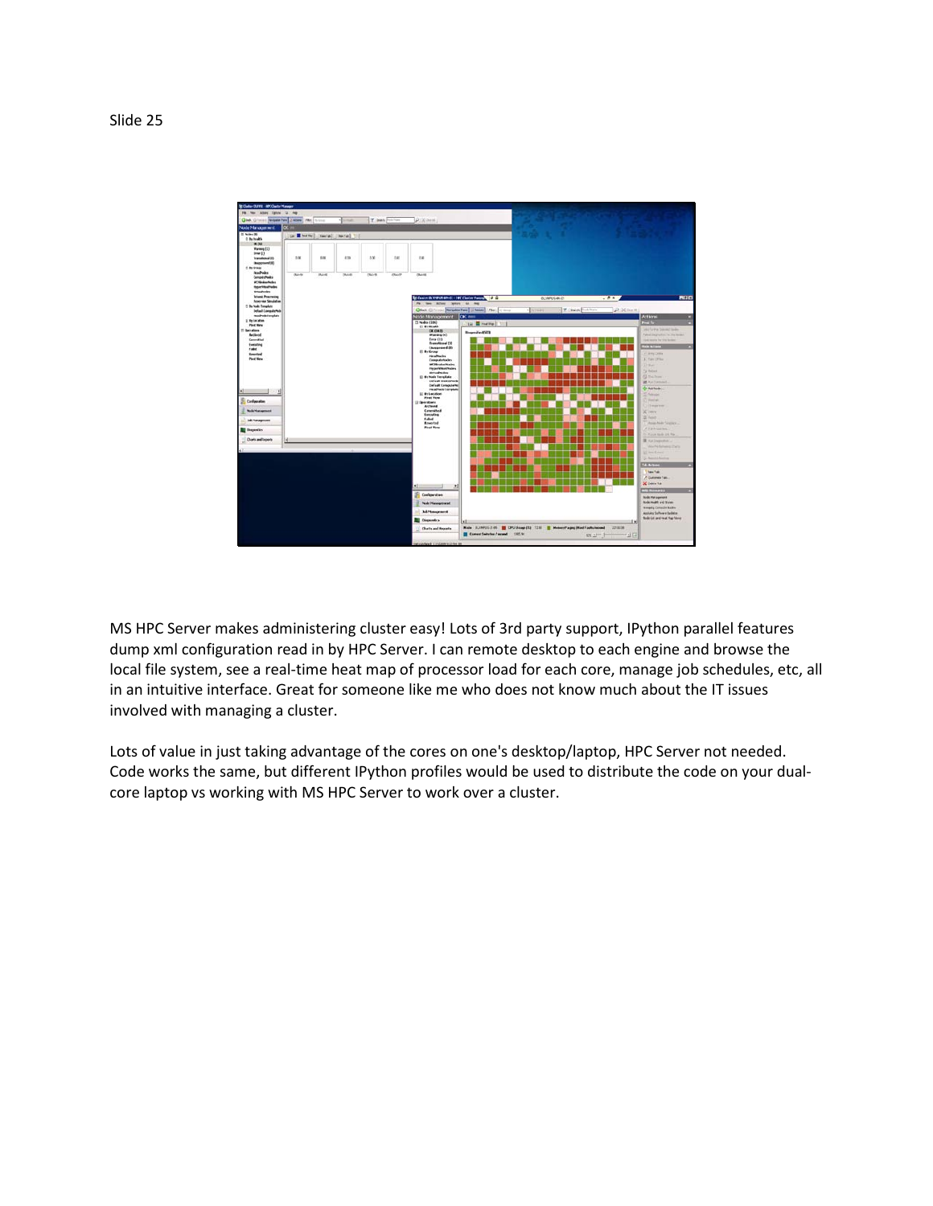Slide 25

MS HPC Server makes administering cluster easy! Lots of 3rd party support, IPython parallel features dump xml configuration read in by HPC Server. I can remote desktop to each engine and browse the local file system, see a real-time heat map of processor load for each core, manage job schedules, etc, all in an intuitive interface. Great for someone like me who does not know much about the IT issues involved with managing a cluster.

Lots of value in just taking advantage of the cores on one's desktop/laptop, HPC Server not needed. Code works the same, but different IPython profiles would be used to distribute the code on your dual-core laptop vs working with MS HPC Server to work over a cluster.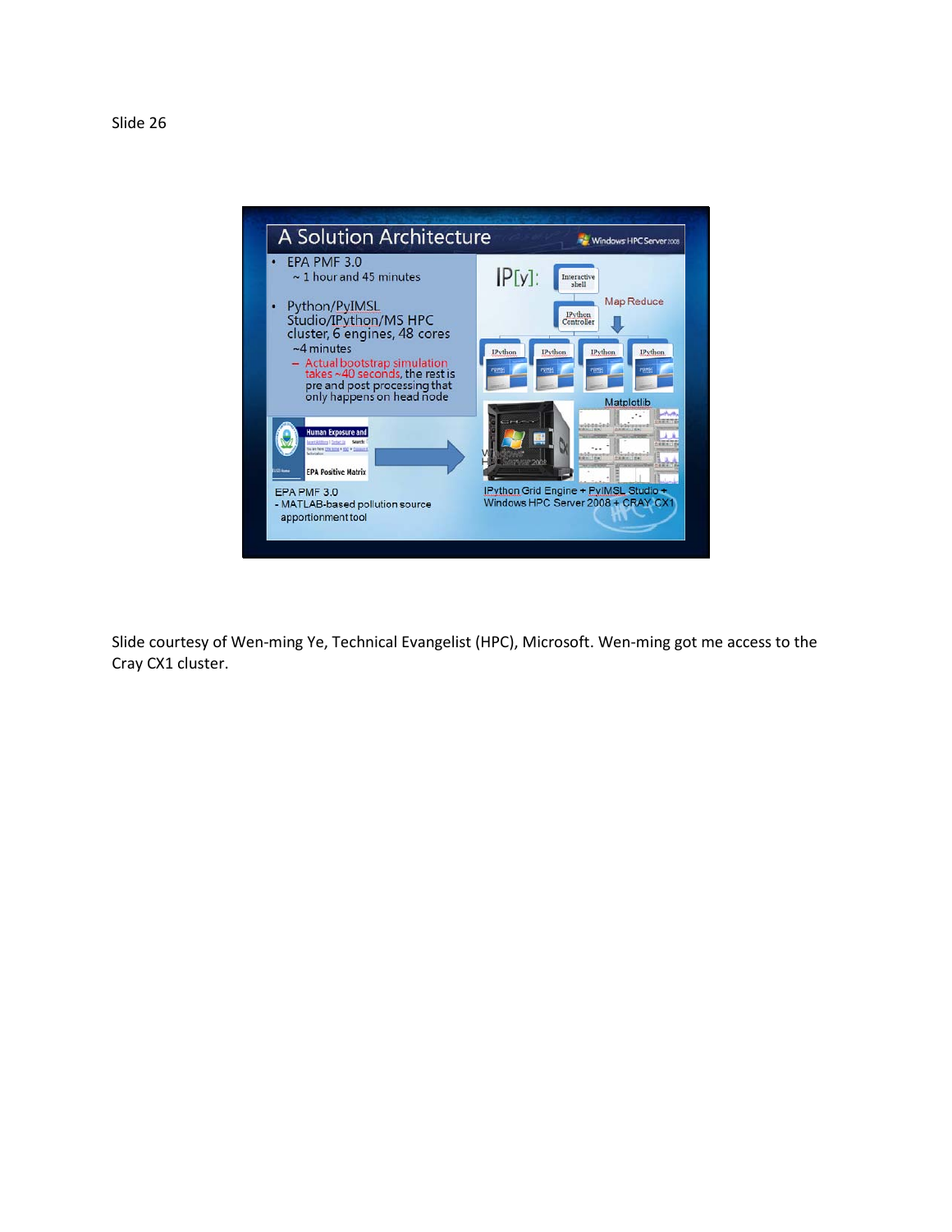Slide 26

A Solution Architecture

- EPA PMF 3.0
  - ~ 1 hour and 45 minutes
- Python/PyIMSL Studio/IPython/MS HPC cluster, 6 engines, 48 cores
  - ~4 minutes
  - Actual bootstrap simulation takes ~40 seconds, the rest is pre and post processing that only happens on head node

EPA PMF 3.0
- MATLAB-based pollution source apportionment tool

IPython Grid Engine + PyIMSL Studio + Windows HPC Server 2008 + CRAY CX1

Slide courtesy of Wen-ming Ye, Technical Evangelist (HPC), Microsoft. Wen-ming got me access to the Cray CX1 cluster.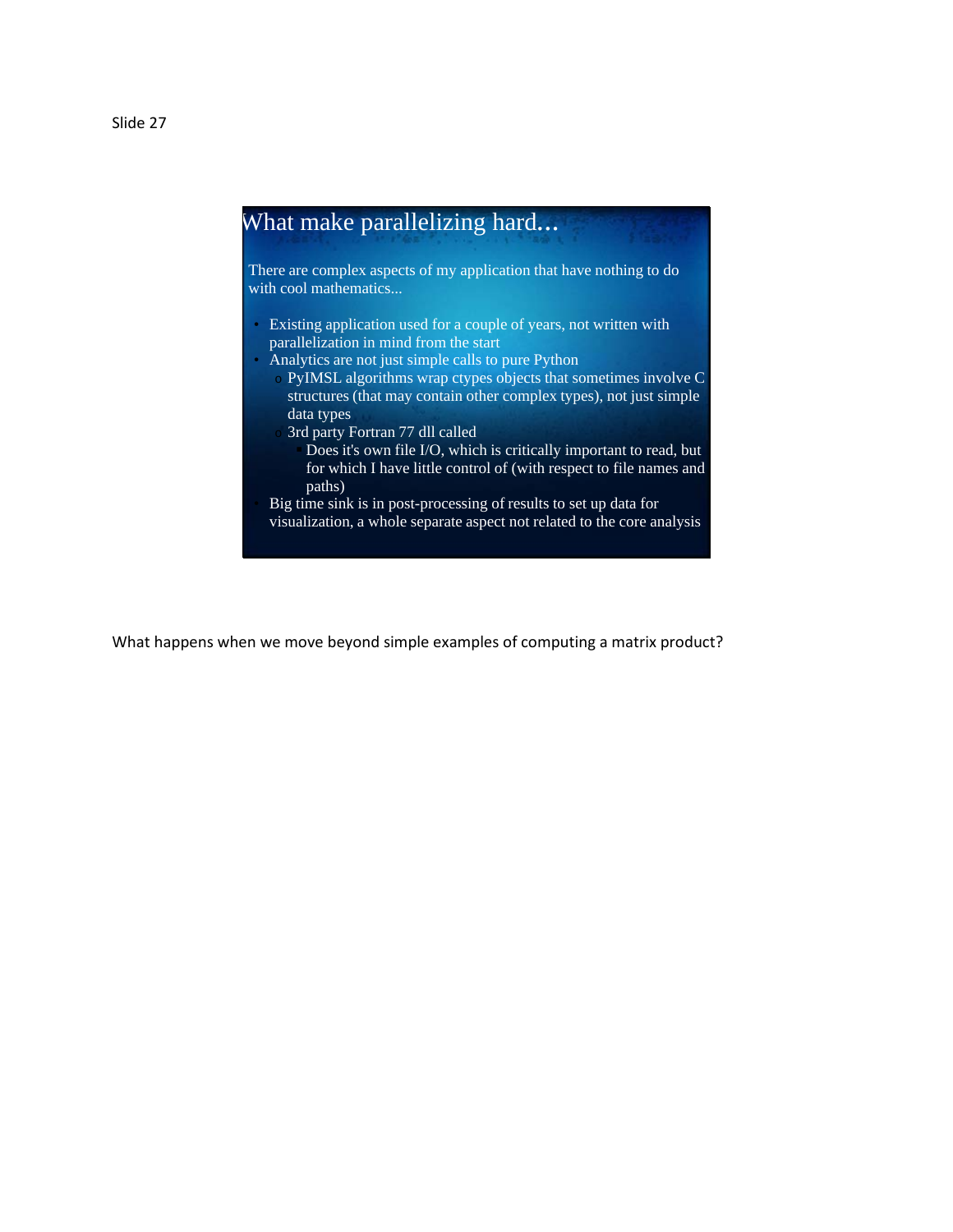Slide 27

## What make parallelizing hard…

There are complex aspects of my application that have nothing to do with cool mathematics...

- Existing application used for a couple of years, not written with parallelization in mind from the start
- Analytics are not just simple calls to pure Python
  - PyIMSL algorithms wrap ctypes objects that sometimes involve C structures (that may contain other complex types), not just simple data types
  - 3rd party Fortran 77 dll called
    - Does it's own file I/O, which is critically important to read, but for which I have little control of (with respect to file names and paths)
- Big time sink is in post-processing of results to set up data for visualization, a whole separate aspect not related to the core analysis

What happens when we move beyond simple examples of computing a matrix product?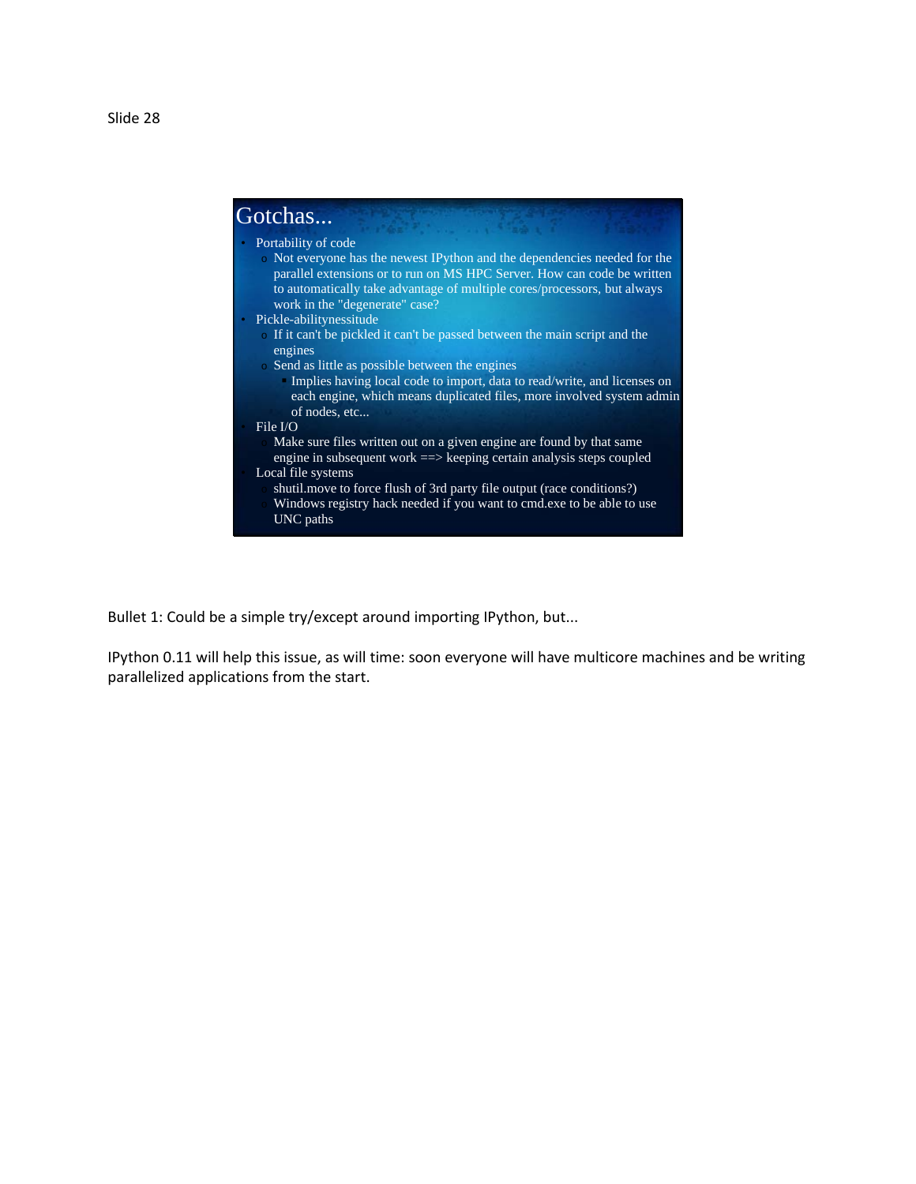Slide 28

## Gotchas...

- Portability of code
  - Not everyone has the newest IPython and the dependencies needed for the parallel extensions or to run on MS HPC Server. How can code be written to automatically take advantage of multiple cores/processors, but always work in the "degenerate" case?
- Pickle-abilitynessitude
  - If it can't be pickled it can't be passed between the main script and the engines
  - Send as little as possible between the engines
    - Implies having local code to import, data to read/write, and licenses on each engine, which means duplicated files, more involved system admin of nodes, etc...
- File I/O
  - Make sure files written out on a given engine are found by that same engine in subsequent work ==> keeping certain analysis steps coupled
- Local file systems
  - shutil.move to force flush of 3rd party file output (race conditions?)
  - Windows registry hack needed if you want to cmd.exe to be able to use UNC paths

Bullet 1: Could be a simple try/except around importing IPython, but...

IPython 0.11 will help this issue, as will time: soon everyone will have multicore machines and be writing parallelized applications from the start.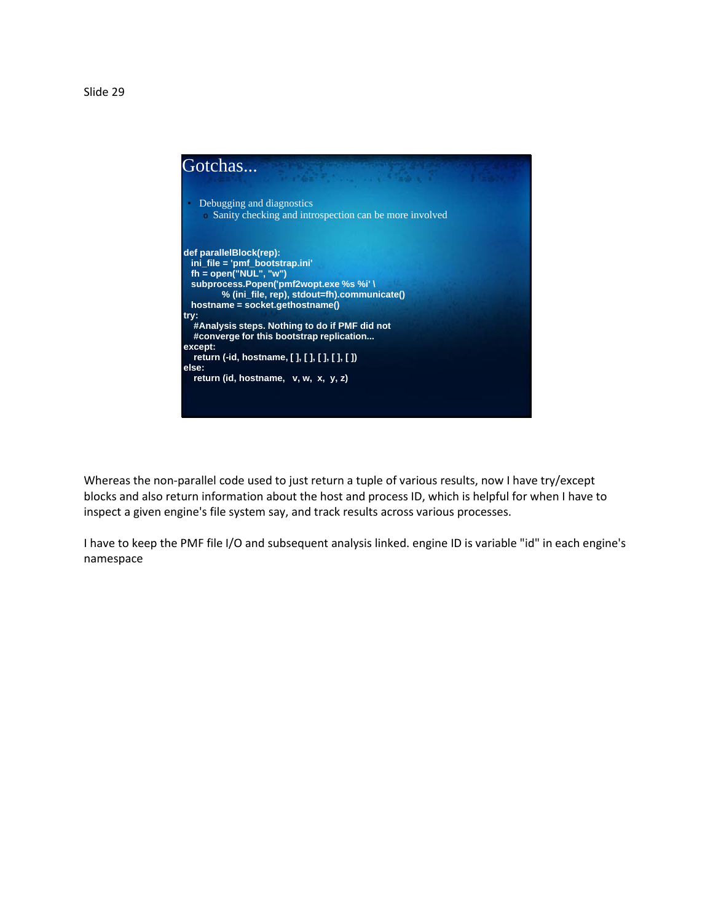Slide 29

# Gotchas...

- Debugging and diagnostics
  - Sanity checking and introspection can be more involved

```
def parallelBlock(rep):
  ini_file = 'pmf_bootstrap.ini'
  fh = open("NUL", "w")
  subprocess.Popen('pmf2wopt.exe %s %i' \
           % (ini_file, rep), stdout=fh).communicate()
  hostname = socket.gethostname()
try:
   #Analysis steps. Nothing to do if PMF did not
   #converge for this bootstrap replication...
except:
   return (-id, hostname, [ ], [ ], [ ], [ ], [ ])
else:
   return (id, hostname,   v, w,  x,  y, z)
```

Whereas the non-parallel code used to just return a tuple of various results, now I have try/except blocks and also return information about the host and process ID, which is helpful for when I have to inspect a given engine's file system say, and track results across various processes.

I have to keep the PMF file I/O and subsequent analysis linked. engine ID is variable "id" in each engine's namespace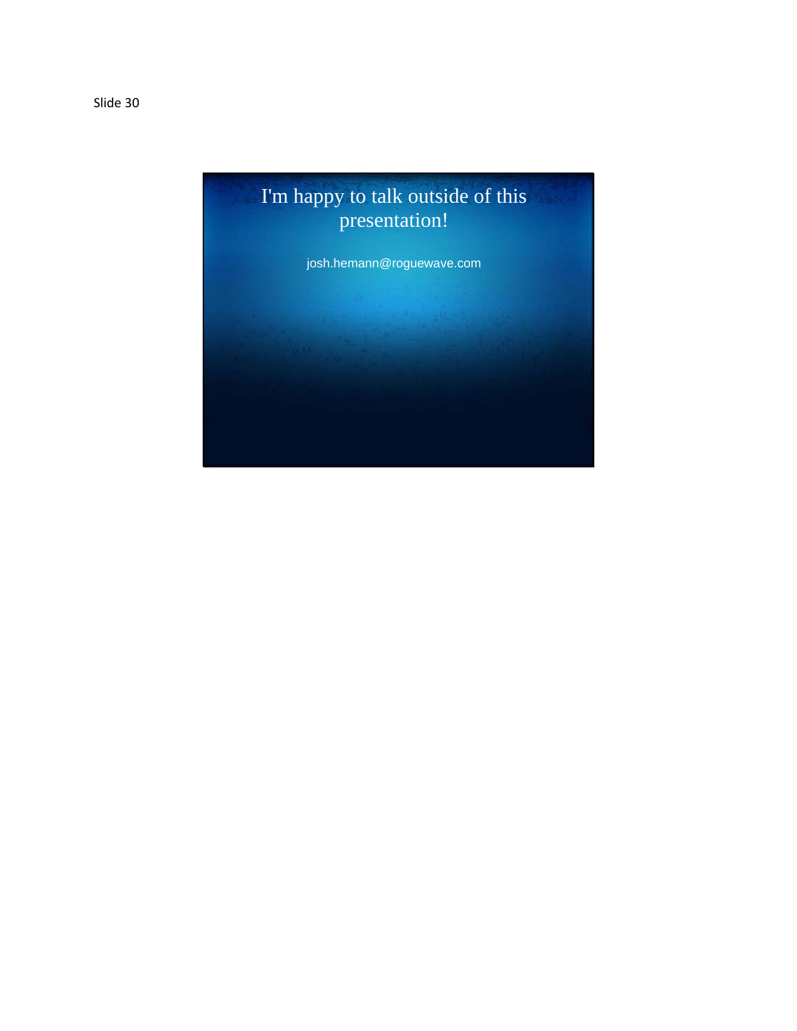Slide 30

# I'm happy to talk outside of this presentation!

josh.hemann@roguewave.com